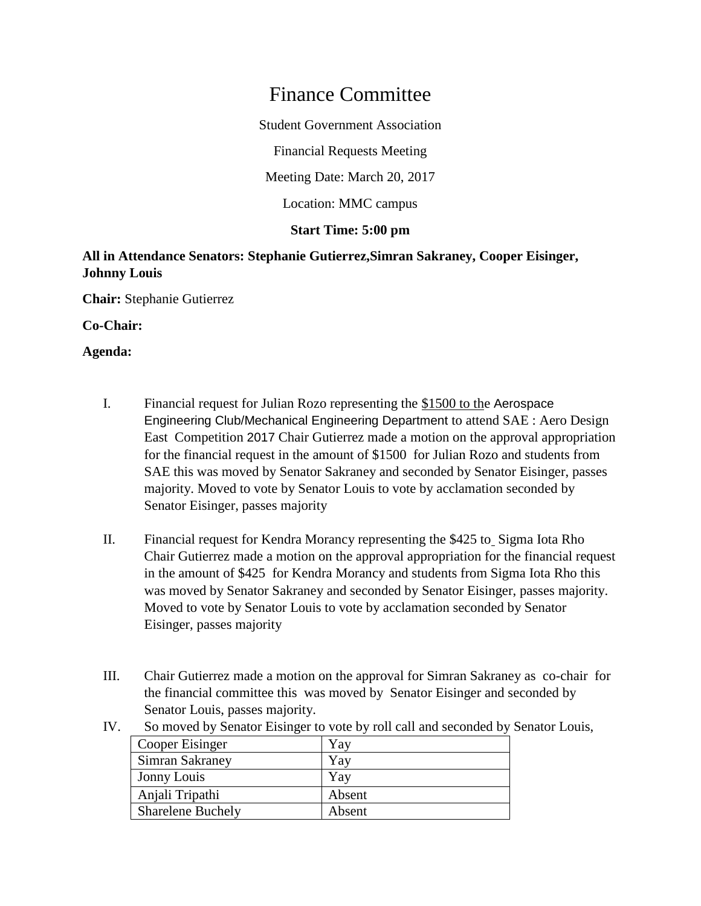# Finance Committee

Student Government Association

Financial Requests Meeting

Meeting Date: March 20, 2017

Location: MMC campus

**Start Time: 5:00 pm**

**All in Attendance Senators: Stephanie Gutierrez,Simran Sakraney, Cooper Eisinger, Johnny Louis**

**Chair:** Stephanie Gutierrez

**Co-Chair:**

**Agenda:**

I. Financial request for Julian Rozo representing the $1500 to the Aerospace Engineering Club/Mechanical Engineering Department to attend SAE : Aero Design East Competition 2017 Chair Gutierrez made a motion on the approval appropriation for the financial request in the amount of $1500 for Julian Rozo and students from SAE this was moved by Senator Sakraney and seconded by Senator Eisinger, passes majority. Moved to vote by Senator Louis to vote by acclamation seconded by Senator Eisinger, passes majority

II. Financial request for Kendra Morancy representing the $425 to Sigma Iota Rho Chair Gutierrez made a motion on the approval appropriation for the financial request in the amount of $425 for Kendra Morancy and students from Sigma Iota Rho this was moved by Senator Sakraney and seconded by Senator Eisinger, passes majority. Moved to vote by Senator Louis to vote by acclamation seconded by Senator Eisinger, passes majority

III. Chair Gutierrez made a motion on the approval for Simran Sakraney as co-chair for the financial committee this was moved by Senator Eisinger and seconded by Senator Louis, passes majority.

IV. So moved by Senator Eisinger to vote by roll call and seconded by Senator Louis,

| Cooper Eisinger | Yay |
|---|---|
| Simran Sakraney | Yay |
| Jonny Louis | Yay |
| Anjali Tripathi | Absent |
| Sharelene Buchely | Absent |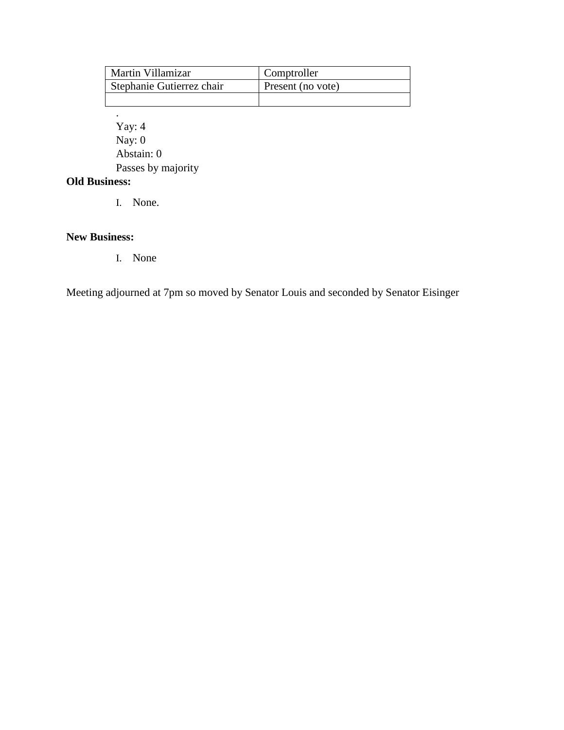| | |
|---|---|
| Martin Villamizar | Comptroller |
| Stephanie Gutierrez chair | Present (no vote) |
| | |

.

Yay: 4
Nay: 0
Abstain: 0
Passes by majority

**Old Business:**

I. None.

**New Business:**

I. None

Meeting adjourned at 7pm so moved by Senator Louis and seconded by Senator Eisinger